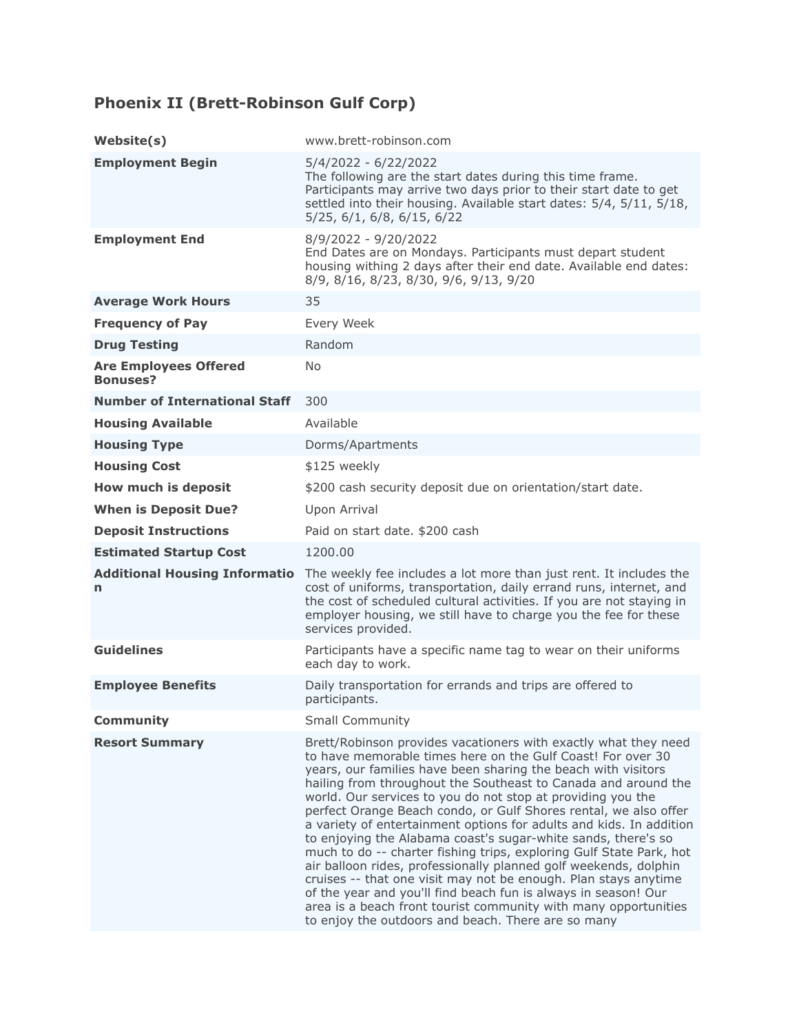## Phoenix II (Brett-Robinson Gulf Corp)

| | |
|---|---|
| **Website(s)** | www.brett-robinson.com |
| **Employment Begin** | 5/4/2022 - 6/22/2022<br>The following are the start dates during this time frame. Participants may arrive two days prior to their start date to get settled into their housing. Available start dates: 5/4, 5/11, 5/18, 5/25, 6/1, 6/8, 6/15, 6/22 |
| **Employment End** | 8/9/2022 - 9/20/2022<br>End Dates are on Mondays. Participants must depart student housing withing 2 days after their end date. Available end dates: 8/9, 8/16, 8/23, 8/30, 9/6, 9/13, 9/20 |
| **Average Work Hours** | 35 |
| **Frequency of Pay** | Every Week |
| **Drug Testing** | Random |
| **Are Employees Offered Bonuses?** | No |
| **Number of International Staff** | 300 |
| **Housing Available** | Available |
| **Housing Type** | Dorms/Apartments |
| **Housing Cost** | $125 weekly |
| **How much is deposit** | $200 cash security deposit due on orientation/start date. |
| **When is Deposit Due?** | Upon Arrival |
| **Deposit Instructions** | Paid on start date. $200 cash |
| **Estimated Startup Cost** | 1200.00 |
| **Additional Housing Information** | The weekly fee includes a lot more than just rent. It includes the cost of uniforms, transportation, daily errand runs, internet, and the cost of scheduled cultural activities. If you are not staying in employer housing, we still have to charge you the fee for these services provided. |
| **Guidelines** | Participants have a specific name tag to wear on their uniforms each day to work. |
| **Employee Benefits** | Daily transportation for errands and trips are offered to participants. |
| **Community** | Small Community |
| **Resort Summary** | Brett/Robinson provides vacationers with exactly what they need to have memorable times here on the Gulf Coast! For over 30 years, our families have been sharing the beach with visitors hailing from throughout the Southeast to Canada and around the world. Our services to you do not stop at providing you the perfect Orange Beach condo, or Gulf Shores rental, we also offer a variety of entertainment options for adults and kids. In addition to enjoying the Alabama coast's sugar-white sands, there's so much to do -- charter fishing trips, exploring Gulf State Park, hot air balloon rides, professionally planned golf weekends, dolphin cruises -- that one visit may not be enough. Plan stays anytime of the year and you'll find beach fun is always in season! Our area is a beach front tourist community with many opportunities to enjoy the outdoors and beach. There are so many |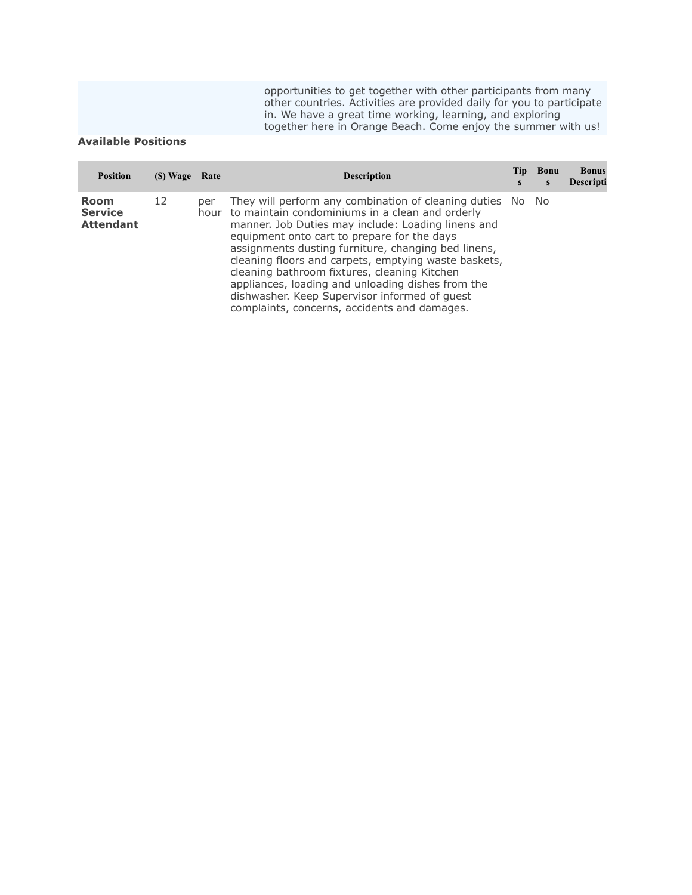opportunities to get together with other participants from many other countries. Activities are provided daily for you to participate in. We have a great time working, learning, and exploring together here in Orange Beach. Come enjoy the summer with us!

**Available Positions**

| Position | ($) Wage | Rate | Description | Tips | Bonus | Bonus Description |
|---|---|---|---|---|---|---|
| **Room Service Attendant** | 12 | per hour | They will perform any combination of cleaning duties to maintain condominiums in a clean and orderly manner. Job Duties may include: Loading linens and equipment onto cart to prepare for the days assignments dusting furniture, changing bed linens, cleaning floors and carpets, emptying waste baskets, cleaning bathroom fixtures, cleaning Kitchen appliances, loading and unloading dishes from the dishwasher. Keep Supervisor informed of guest complaints, concerns, accidents and damages. | No | No | |